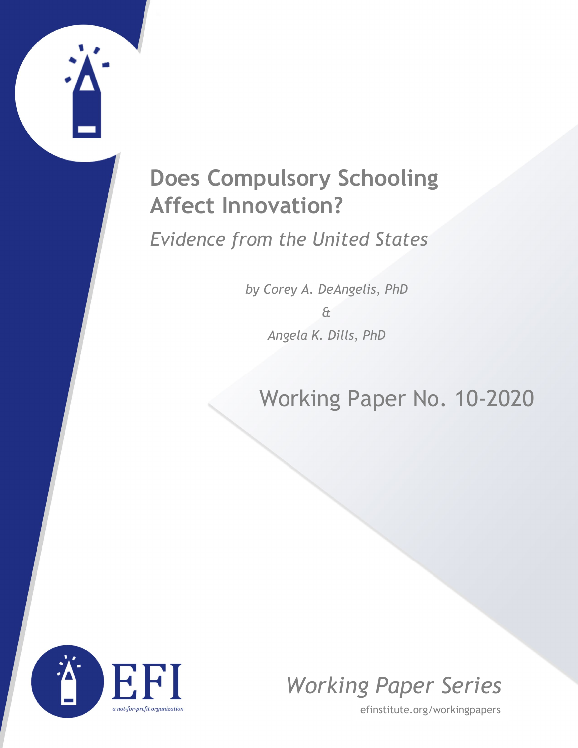# Does Compulsory Schooling Affect Innovation?

*Evidence from the United States*

*by Corey A. DeAngelis, PhD*

*&*

*Angela K. Dills, PhD*

Working Paper No. 10-2020

EFI

*a not-for-profit organization*

*Working Paper Series*

efinstitute.org/workingpapers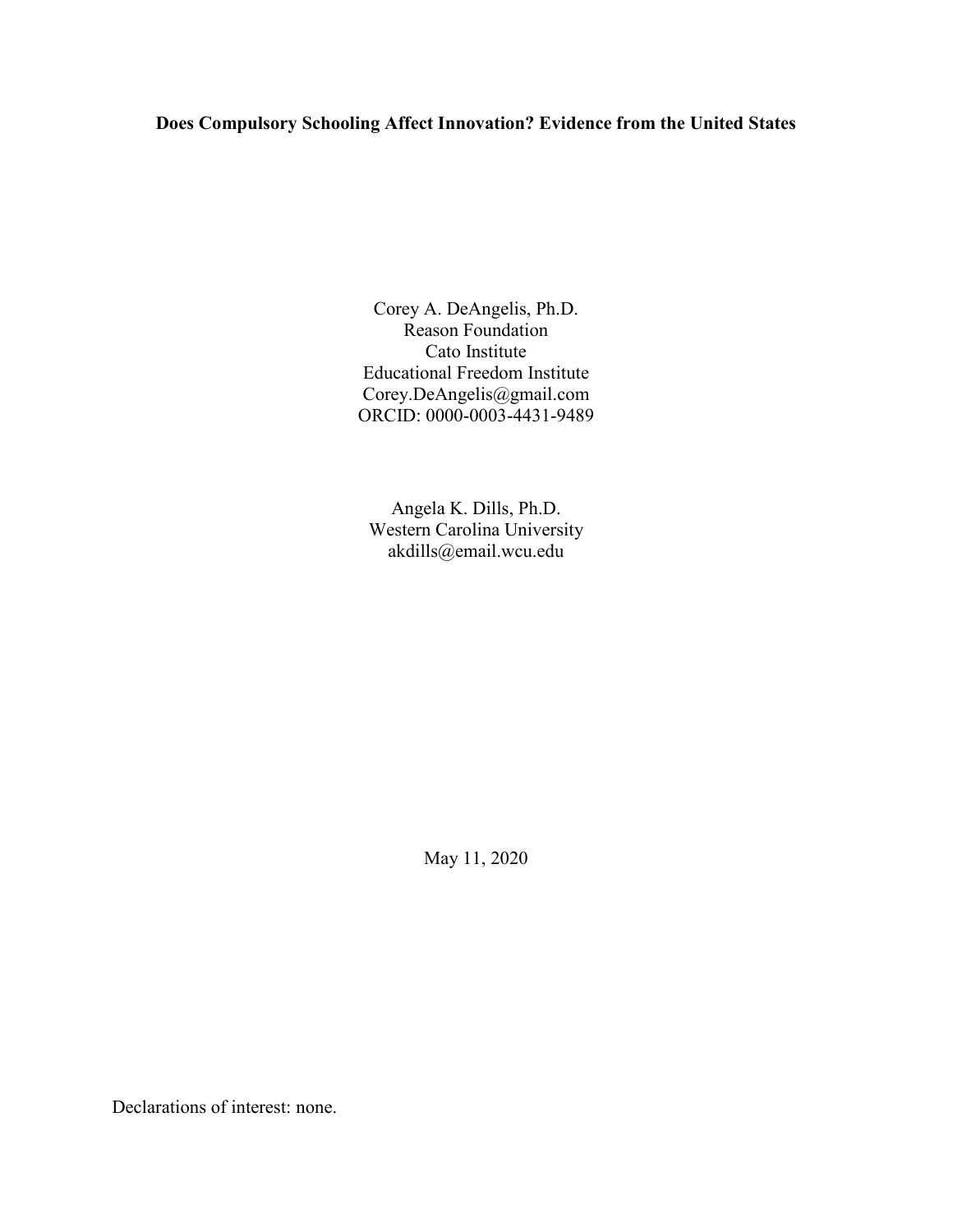**Does Compulsory Schooling Affect Innovation? Evidence from the United States**

Corey A. DeAngelis, Ph.D.
Reason Foundation
Cato Institute
Educational Freedom Institute
Corey.DeAngelis@gmail.com
ORCID: 0000-0003-4431-9489

Angela K. Dills, Ph.D.
Western Carolina University
akdills@email.wcu.edu

May 11, 2020

Declarations of interest: none.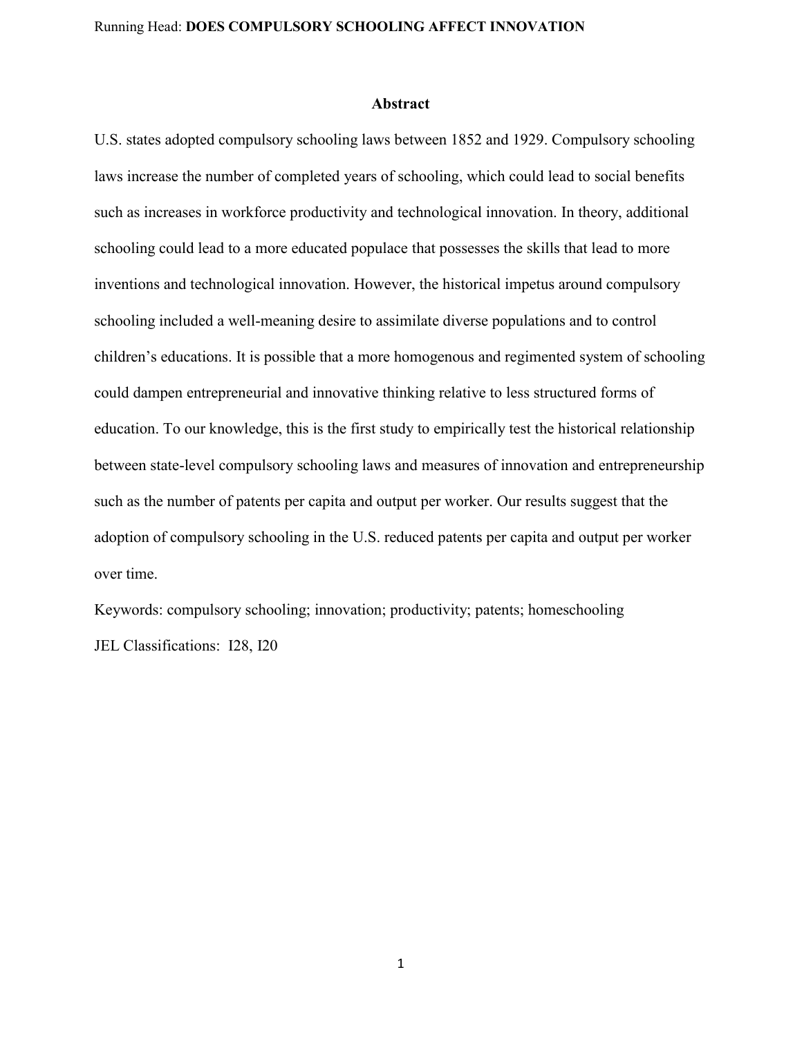## Abstract

U.S. states adopted compulsory schooling laws between 1852 and 1929. Compulsory schooling laws increase the number of completed years of schooling, which could lead to social benefits such as increases in workforce productivity and technological innovation. In theory, additional schooling could lead to a more educated populace that possesses the skills that lead to more inventions and technological innovation. However, the historical impetus around compulsory schooling included a well-meaning desire to assimilate diverse populations and to control children's educations. It is possible that a more homogenous and regimented system of schooling could dampen entrepreneurial and innovative thinking relative to less structured forms of education. To our knowledge, this is the first study to empirically test the historical relationship between state-level compulsory schooling laws and measures of innovation and entrepreneurship such as the number of patents per capita and output per worker. Our results suggest that the adoption of compulsory schooling in the U.S. reduced patents per capita and output per worker over time.

Keywords: compulsory schooling; innovation; productivity; patents; homeschooling

JEL Classifications: I28, I20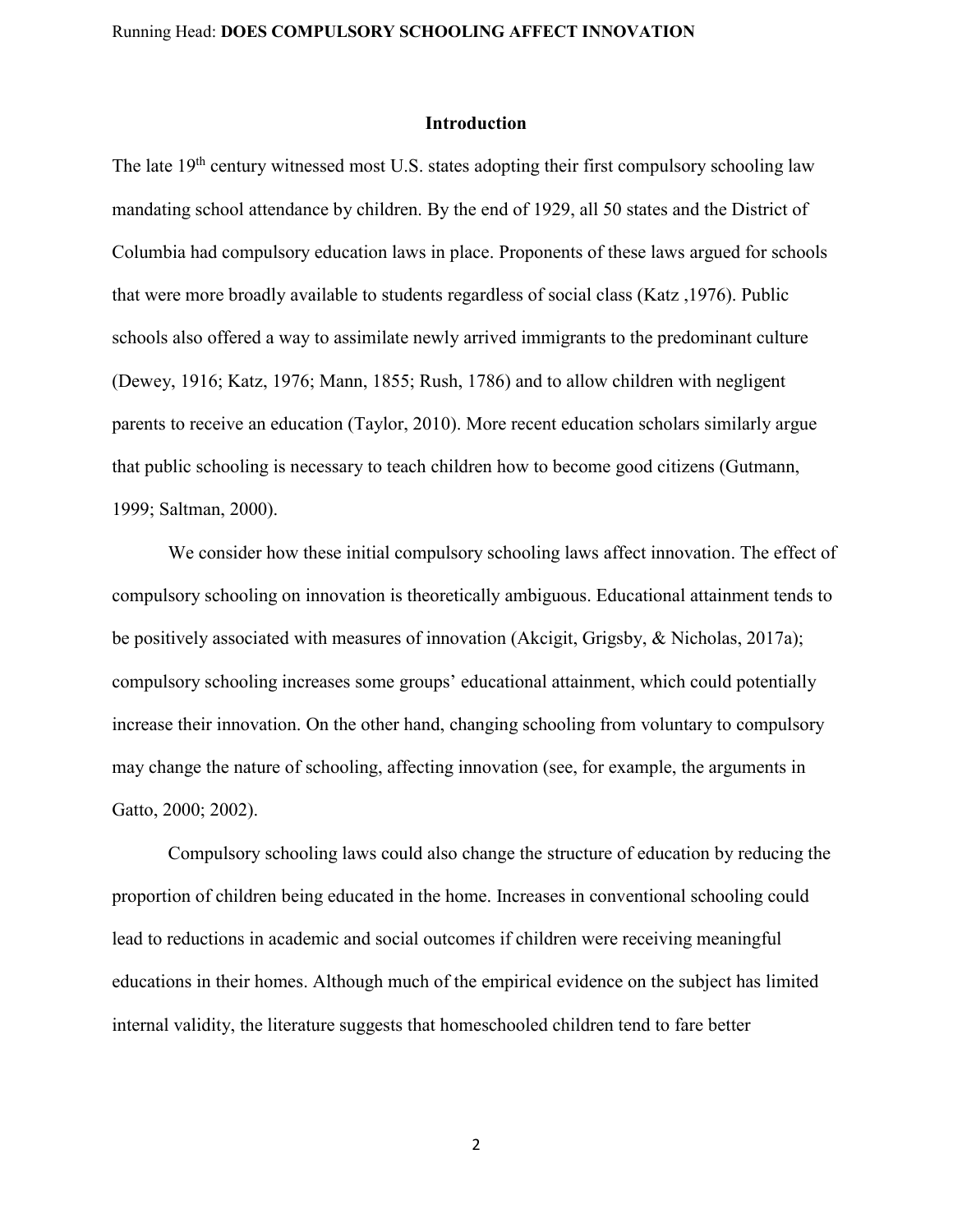## Introduction

The late 19[th] century witnessed most U.S. states adopting their first compulsory schooling law mandating school attendance by children. By the end of 1929, all 50 states and the District of Columbia had compulsory education laws in place. Proponents of these laws argued for schools that were more broadly available to students regardless of social class (Katz ,1976). Public schools also offered a way to assimilate newly arrived immigrants to the predominant culture (Dewey, 1916; Katz, 1976; Mann, 1855; Rush, 1786) and to allow children with negligent parents to receive an education (Taylor, 2010). More recent education scholars similarly argue that public schooling is necessary to teach children how to become good citizens (Gutmann, 1999; Saltman, 2000).

We consider how these initial compulsory schooling laws affect innovation. The effect of compulsory schooling on innovation is theoretically ambiguous. Educational attainment tends to be positively associated with measures of innovation (Akcigit, Grigsby, & Nicholas, 2017a); compulsory schooling increases some groups' educational attainment, which could potentially increase their innovation. On the other hand, changing schooling from voluntary to compulsory may change the nature of schooling, affecting innovation (see, for example, the arguments in Gatto, 2000; 2002).

Compulsory schooling laws could also change the structure of education by reducing the proportion of children being educated in the home. Increases in conventional schooling could lead to reductions in academic and social outcomes if children were receiving meaningful educations in their homes. Although much of the empirical evidence on the subject has limited internal validity, the literature suggests that homeschooled children tend to fare better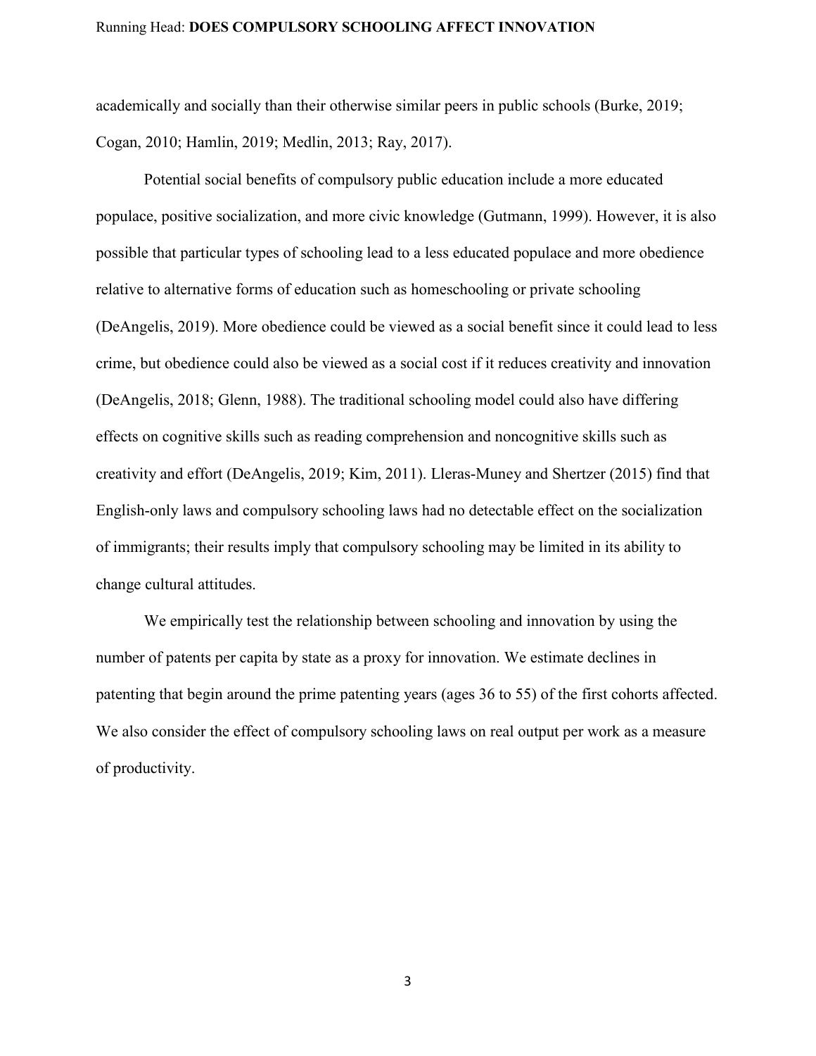academically and socially than their otherwise similar peers in public schools (Burke, 2019; Cogan, 2010; Hamlin, 2019; Medlin, 2013; Ray, 2017).

Potential social benefits of compulsory public education include a more educated populace, positive socialization, and more civic knowledge (Gutmann, 1999). However, it is also possible that particular types of schooling lead to a less educated populace and more obedience relative to alternative forms of education such as homeschooling or private schooling (DeAngelis, 2019). More obedience could be viewed as a social benefit since it could lead to less crime, but obedience could also be viewed as a social cost if it reduces creativity and innovation (DeAngelis, 2018; Glenn, 1988). The traditional schooling model could also have differing effects on cognitive skills such as reading comprehension and noncognitive skills such as creativity and effort (DeAngelis, 2019; Kim, 2011). Lleras-Muney and Shertzer (2015) find that English-only laws and compulsory schooling laws had no detectable effect on the socialization of immigrants; their results imply that compulsory schooling may be limited in its ability to change cultural attitudes.

We empirically test the relationship between schooling and innovation by using the number of patents per capita by state as a proxy for innovation. We estimate declines in patenting that begin around the prime patenting years (ages 36 to 55) of the first cohorts affected. We also consider the effect of compulsory schooling laws on real output per work as a measure of productivity.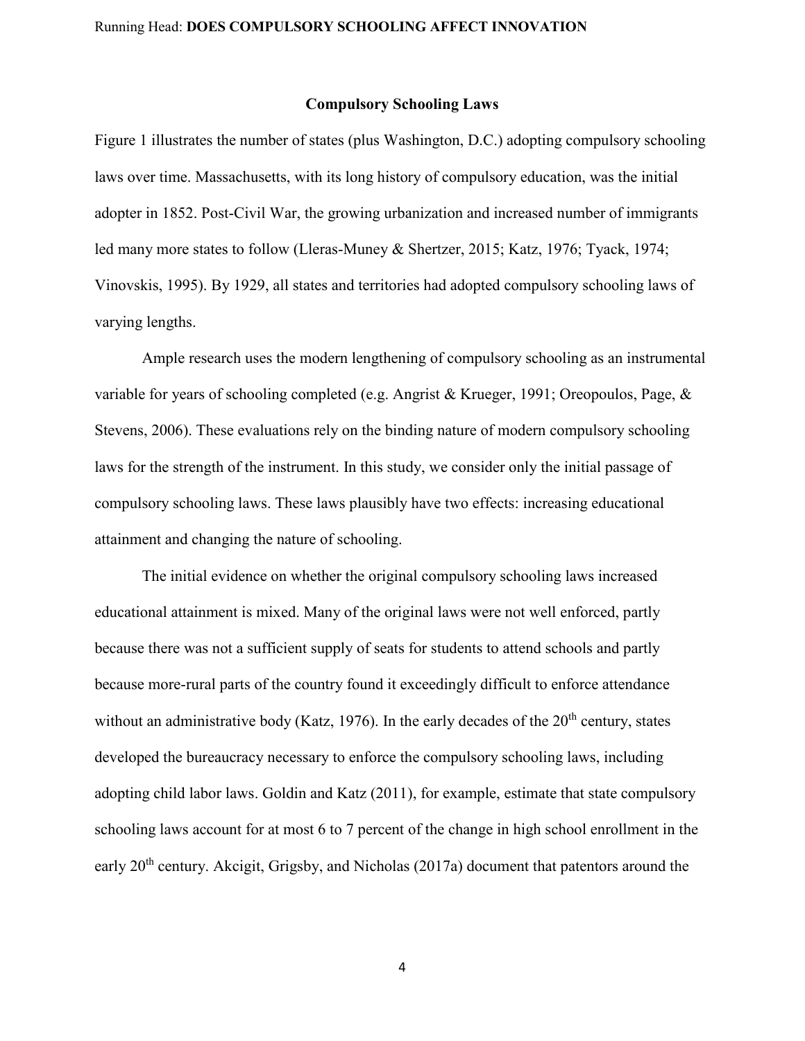## Compulsory Schooling Laws

Figure 1 illustrates the number of states (plus Washington, D.C.) adopting compulsory schooling laws over time. Massachusetts, with its long history of compulsory education, was the initial adopter in 1852. Post-Civil War, the growing urbanization and increased number of immigrants led many more states to follow (Lleras-Muney & Shertzer, 2015; Katz, 1976; Tyack, 1974; Vinovskis, 1995). By 1929, all states and territories had adopted compulsory schooling laws of varying lengths.

Ample research uses the modern lengthening of compulsory schooling as an instrumental variable for years of schooling completed (e.g. Angrist & Krueger, 1991; Oreopoulos, Page, & Stevens, 2006). These evaluations rely on the binding nature of modern compulsory schooling laws for the strength of the instrument. In this study, we consider only the initial passage of compulsory schooling laws. These laws plausibly have two effects: increasing educational attainment and changing the nature of schooling.

The initial evidence on whether the original compulsory schooling laws increased educational attainment is mixed. Many of the original laws were not well enforced, partly because there was not a sufficient supply of seats for students to attend schools and partly because more-rural parts of the country found it exceedingly difficult to enforce attendance without an administrative body (Katz, 1976). In the early decades of the 20th century, states developed the bureaucracy necessary to enforce the compulsory schooling laws, including adopting child labor laws. Goldin and Katz (2011), for example, estimate that state compulsory schooling laws account for at most 6 to 7 percent of the change in high school enrollment in the early 20th century. Akcigit, Grigsby, and Nicholas (2017a) document that patentors around the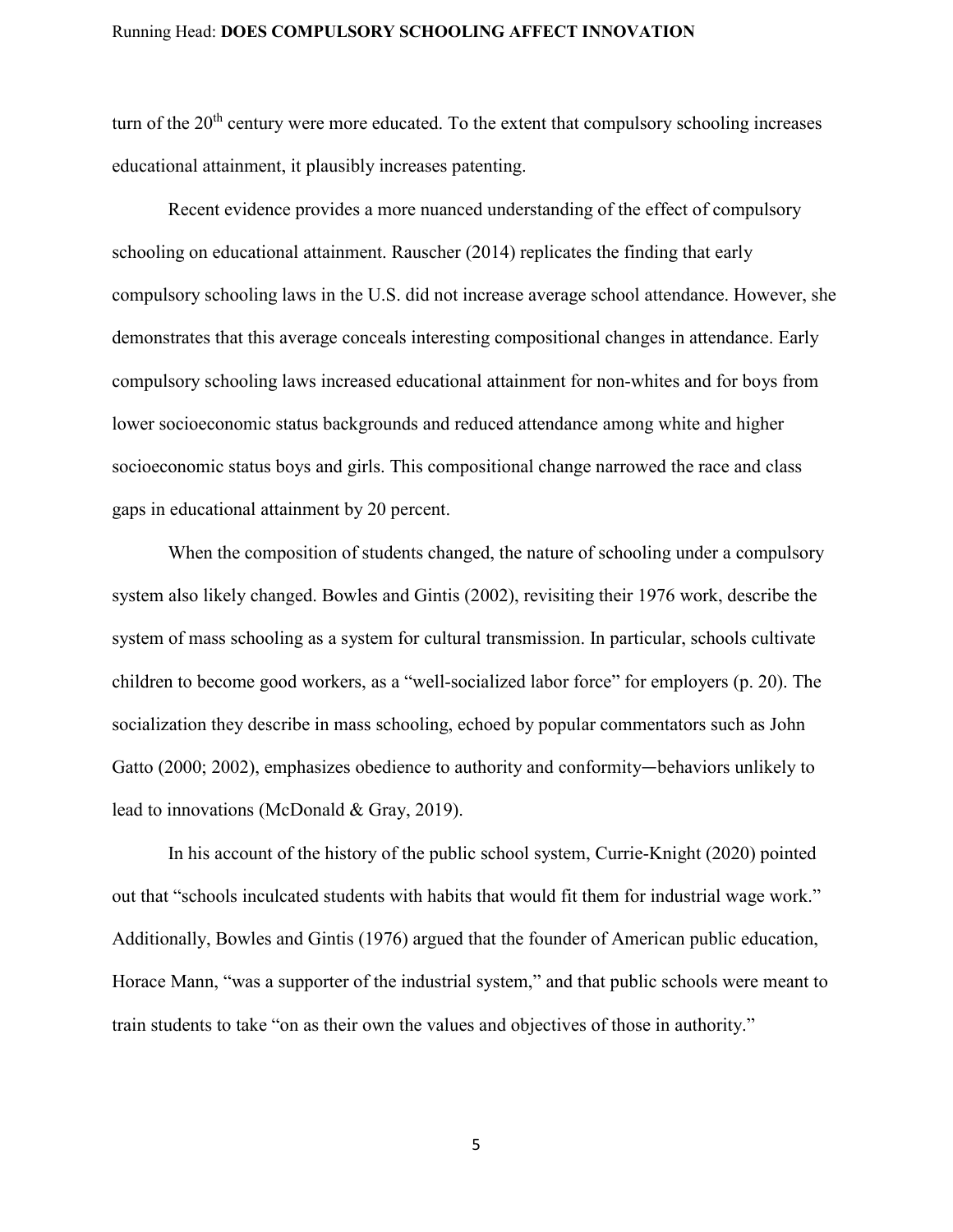turn of the 20th century were more educated. To the extent that compulsory schooling increases educational attainment, it plausibly increases patenting.

Recent evidence provides a more nuanced understanding of the effect of compulsory schooling on educational attainment. Rauscher (2014) replicates the finding that early compulsory schooling laws in the U.S. did not increase average school attendance. However, she demonstrates that this average conceals interesting compositional changes in attendance. Early compulsory schooling laws increased educational attainment for non-whites and for boys from lower socioeconomic status backgrounds and reduced attendance among white and higher socioeconomic status boys and girls. This compositional change narrowed the race and class gaps in educational attainment by 20 percent.

When the composition of students changed, the nature of schooling under a compulsory system also likely changed. Bowles and Gintis (2002), revisiting their 1976 work, describe the system of mass schooling as a system for cultural transmission. In particular, schools cultivate children to become good workers, as a "well-socialized labor force" for employers (p. 20). The socialization they describe in mass schooling, echoed by popular commentators such as John Gatto (2000; 2002), emphasizes obedience to authority and conformity—behaviors unlikely to lead to innovations (McDonald & Gray, 2019).

In his account of the history of the public school system, Currie-Knight (2020) pointed out that "schools inculcated students with habits that would fit them for industrial wage work." Additionally, Bowles and Gintis (1976) argued that the founder of American public education, Horace Mann, "was a supporter of the industrial system," and that public schools were meant to train students to take "on as their own the values and objectives of those in authority."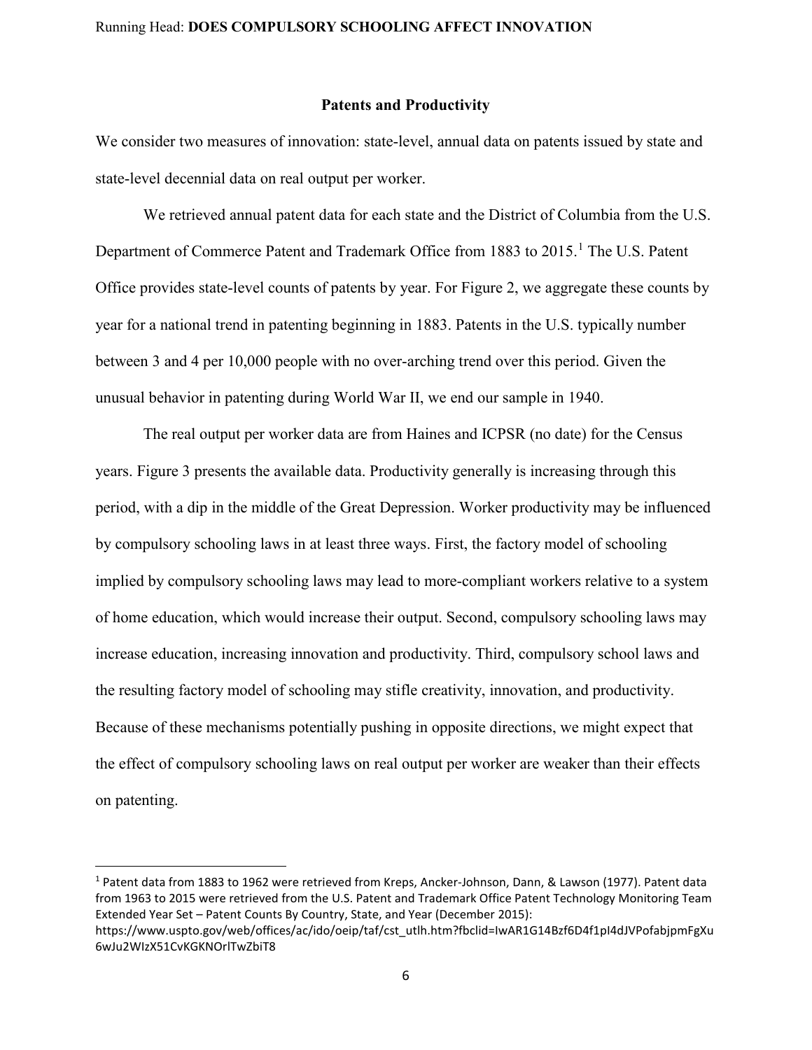## Patents and Productivity

We consider two measures of innovation: state-level, annual data on patents issued by state and state-level decennial data on real output per worker.

We retrieved annual patent data for each state and the District of Columbia from the U.S. Department of Commerce Patent and Trademark Office from 1883 to 2015.[1] The U.S. Patent Office provides state-level counts of patents by year. For Figure 2, we aggregate these counts by year for a national trend in patenting beginning in 1883. Patents in the U.S. typically number between 3 and 4 per 10,000 people with no over-arching trend over this period. Given the unusual behavior in patenting during World War II, we end our sample in 1940.

The real output per worker data are from Haines and ICPSR (no date) for the Census years. Figure 3 presents the available data. Productivity generally is increasing through this period, with a dip in the middle of the Great Depression. Worker productivity may be influenced by compulsory schooling laws in at least three ways. First, the factory model of schooling implied by compulsory schooling laws may lead to more-compliant workers relative to a system of home education, which would increase their output. Second, compulsory schooling laws may increase education, increasing innovation and productivity. Third, compulsory school laws and the resulting factory model of schooling may stifle creativity, innovation, and productivity. Because of these mechanisms potentially pushing in opposite directions, we might expect that the effect of compulsory schooling laws on real output per worker are weaker than their effects on patenting.

---

[1] Patent data from 1883 to 1962 were retrieved from Kreps, Ancker-Johnson, Dann, & Lawson (1977). Patent data from 1963 to 2015 were retrieved from the U.S. Patent and Trademark Office Patent Technology Monitoring Team Extended Year Set – Patent Counts By Country, State, and Year (December 2015): https://www.uspto.gov/web/offices/ac/ido/oeip/taf/cst_utlh.htm?fbclid=IwAR1G14Bzf6D4f1pI4dJVPofabjpmFgXu6wJu2WIzX51CvKGKNOrlTwZbiT8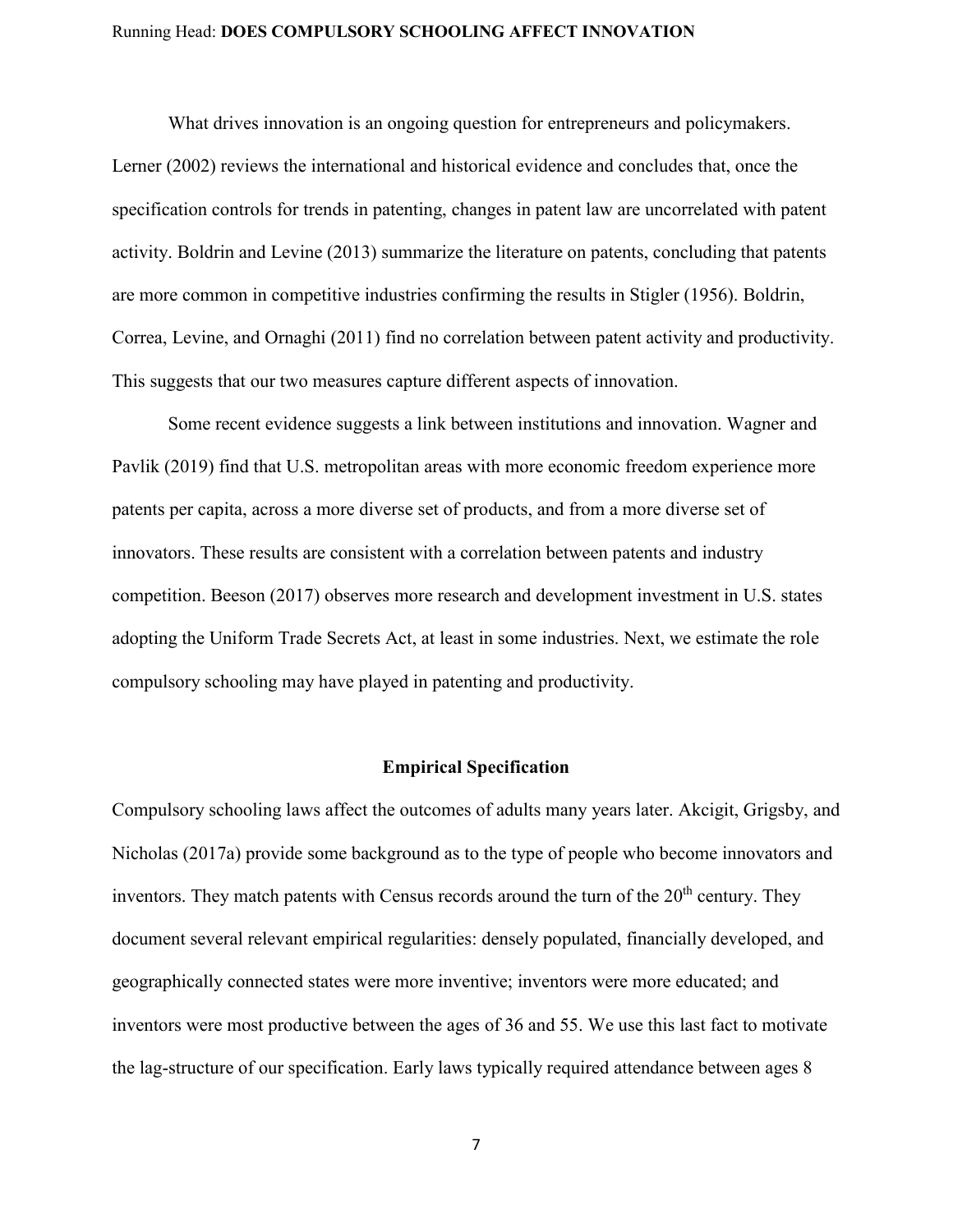What drives innovation is an ongoing question for entrepreneurs and policymakers. Lerner (2002) reviews the international and historical evidence and concludes that, once the specification controls for trends in patenting, changes in patent law are uncorrelated with patent activity. Boldrin and Levine (2013) summarize the literature on patents, concluding that patents are more common in competitive industries confirming the results in Stigler (1956). Boldrin, Correa, Levine, and Ornaghi (2011) find no correlation between patent activity and productivity. This suggests that our two measures capture different aspects of innovation.

Some recent evidence suggests a link between institutions and innovation. Wagner and Pavlik (2019) find that U.S. metropolitan areas with more economic freedom experience more patents per capita, across a more diverse set of products, and from a more diverse set of innovators. These results are consistent with a correlation between patents and industry competition. Beeson (2017) observes more research and development investment in U.S. states adopting the Uniform Trade Secrets Act, at least in some industries. Next, we estimate the role compulsory schooling may have played in patenting and productivity.

## Empirical Specification

Compulsory schooling laws affect the outcomes of adults many years later. Akcigit, Grigsby, and Nicholas (2017a) provide some background as to the type of people who become innovators and inventors. They match patents with Census records around the turn of the 20th century. They document several relevant empirical regularities: densely populated, financially developed, and geographically connected states were more inventive; inventors were more educated; and inventors were most productive between the ages of 36 and 55. We use this last fact to motivate the lag-structure of our specification. Early laws typically required attendance between ages 8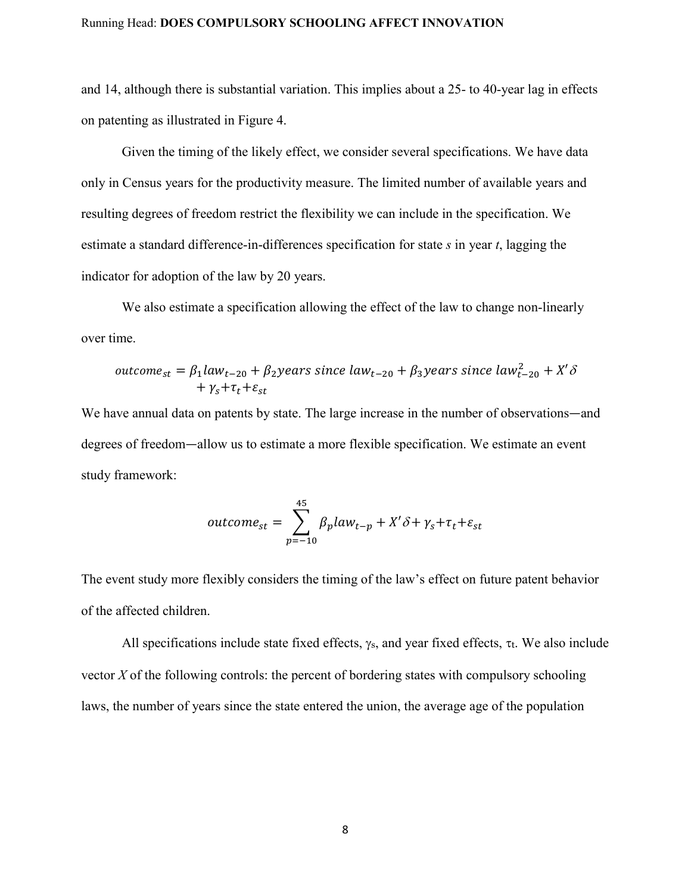and 14, although there is substantial variation. This implies about a 25- to 40-year lag in effects on patenting as illustrated in Figure 4.

Given the timing of the likely effect, we consider several specifications. We have data only in Census years for the productivity measure. The limited number of available years and resulting degrees of freedom restrict the flexibility we can include in the specification. We estimate a standard difference-in-differences specification for state *s* in year *t*, lagging the indicator for adoption of the law by 20 years.

We also estimate a specification allowing the effect of the law to change non-linearly over time.

$$outcome_{st} = \beta_1 law_{t-20} + \beta_2 years\ since\ law_{t-20} + \beta_3 years\ since\ law_{t-20}^2 + X'\delta + \gamma_s + \tau_t + \varepsilon_{st}$$

We have annual data on patents by state. The large increase in the number of observations—and degrees of freedom—allow us to estimate a more flexible specification. We estimate an event study framework:

$$outcome_{st} = \sum_{p=-10}^{45} \beta_p law_{t-p} + X'\delta + \gamma_s + \tau_t + \varepsilon_{st}$$

The event study more flexibly considers the timing of the law's effect on future patent behavior of the affected children.

All specifications include state fixed effects, $\gamma_s$, and year fixed effects, $\tau_t$. We also include vector *X* of the following controls: the percent of bordering states with compulsory schooling laws, the number of years since the state entered the union, the average age of the population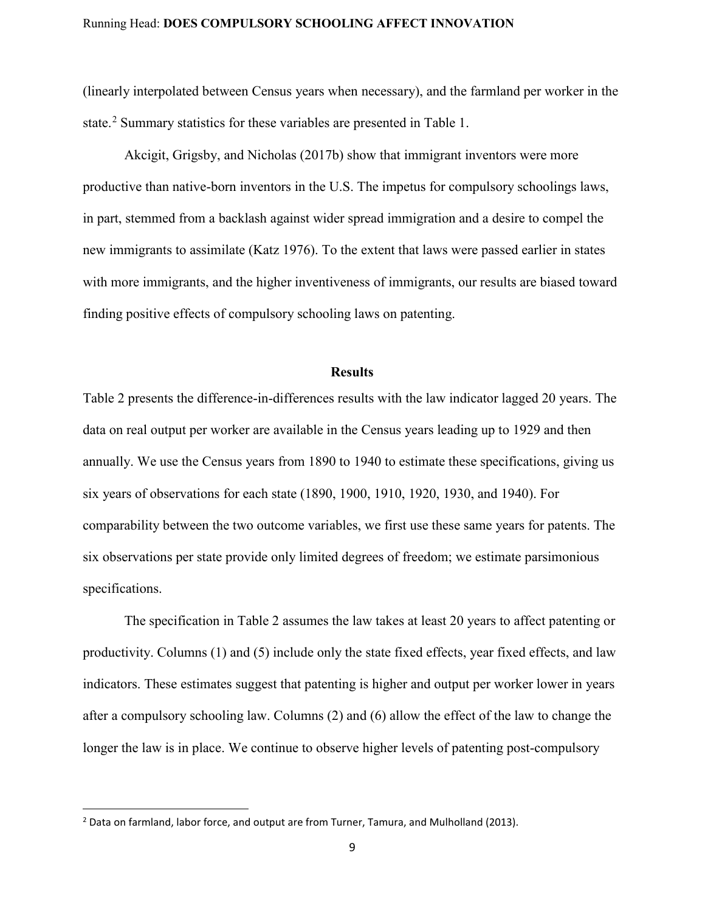(linearly interpolated between Census years when necessary), and the farmland per worker in the state.[2] Summary statistics for these variables are presented in Table 1.

Akcigit, Grigsby, and Nicholas (2017b) show that immigrant inventors were more productive than native-born inventors in the U.S. The impetus for compulsory schoolings laws, in part, stemmed from a backlash against wider spread immigration and a desire to compel the new immigrants to assimilate (Katz 1976). To the extent that laws were passed earlier in states with more immigrants, and the higher inventiveness of immigrants, our results are biased toward finding positive effects of compulsory schooling laws on patenting.

## Results

Table 2 presents the difference-in-differences results with the law indicator lagged 20 years. The data on real output per worker are available in the Census years leading up to 1929 and then annually. We use the Census years from 1890 to 1940 to estimate these specifications, giving us six years of observations for each state (1890, 1900, 1910, 1920, 1930, and 1940). For comparability between the two outcome variables, we first use these same years for patents. The six observations per state provide only limited degrees of freedom; we estimate parsimonious specifications.

The specification in Table 2 assumes the law takes at least 20 years to affect patenting or productivity. Columns (1) and (5) include only the state fixed effects, year fixed effects, and law indicators. These estimates suggest that patenting is higher and output per worker lower in years after a compulsory schooling law. Columns (2) and (6) allow the effect of the law to change the longer the law is in place. We continue to observe higher levels of patenting post-compulsory

[2] Data on farmland, labor force, and output are from Turner, Tamura, and Mulholland (2013).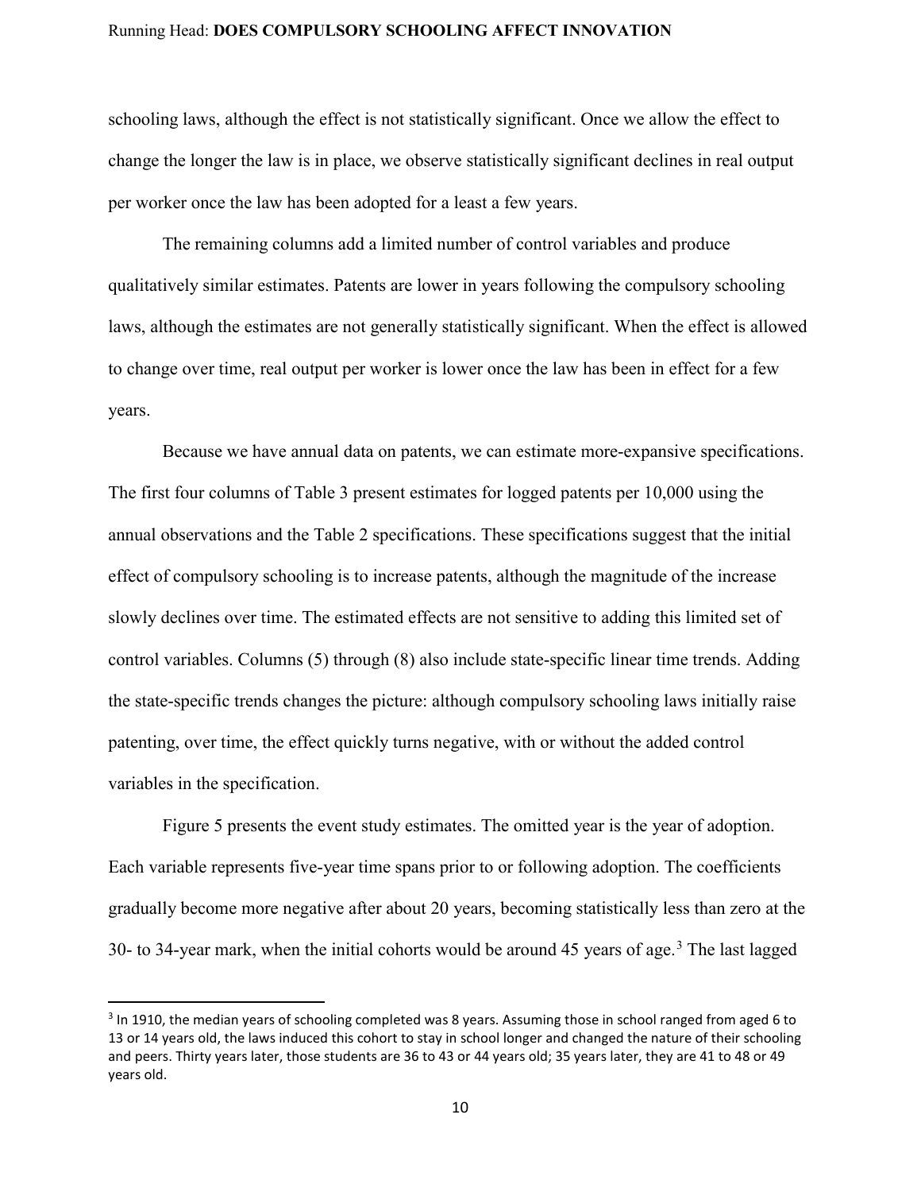schooling laws, although the effect is not statistically significant. Once we allow the effect to change the longer the law is in place, we observe statistically significant declines in real output per worker once the law has been adopted for a least a few years.

The remaining columns add a limited number of control variables and produce qualitatively similar estimates. Patents are lower in years following the compulsory schooling laws, although the estimates are not generally statistically significant. When the effect is allowed to change over time, real output per worker is lower once the law has been in effect for a few years.

Because we have annual data on patents, we can estimate more-expansive specifications. The first four columns of Table 3 present estimates for logged patents per 10,000 using the annual observations and the Table 2 specifications. These specifications suggest that the initial effect of compulsory schooling is to increase patents, although the magnitude of the increase slowly declines over time. The estimated effects are not sensitive to adding this limited set of control variables. Columns (5) through (8) also include state-specific linear time trends. Adding the state-specific trends changes the picture: although compulsory schooling laws initially raise patenting, over time, the effect quickly turns negative, with or without the added control variables in the specification.

Figure 5 presents the event study estimates. The omitted year is the year of adoption. Each variable represents five-year time spans prior to or following adoption. The coefficients gradually become more negative after about 20 years, becoming statistically less than zero at the 30- to 34-year mark, when the initial cohorts would be around 45 years of age.[3] The last lagged

[3] In 1910, the median years of schooling completed was 8 years. Assuming those in school ranged from aged 6 to 13 or 14 years old, the laws induced this cohort to stay in school longer and changed the nature of their schooling and peers. Thirty years later, those students are 36 to 43 or 44 years old; 35 years later, they are 41 to 48 or 49 years old.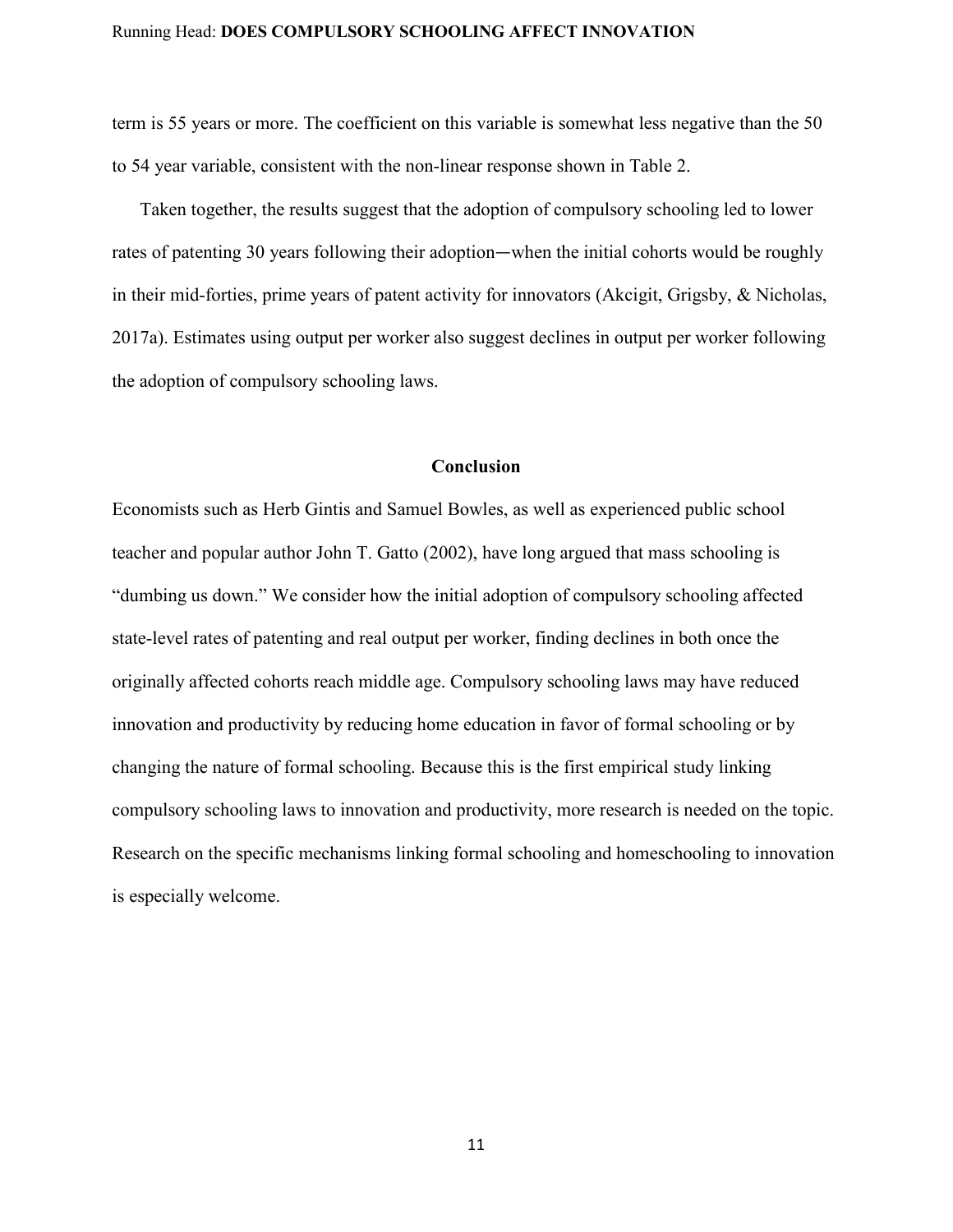term is 55 years or more. The coefficient on this variable is somewhat less negative than the 50 to 54 year variable, consistent with the non-linear response shown in Table 2.

Taken together, the results suggest that the adoption of compulsory schooling led to lower rates of patenting 30 years following their adoption—when the initial cohorts would be roughly in their mid-forties, prime years of patent activity for innovators (Akcigit, Grigsby, & Nicholas, 2017a). Estimates using output per worker also suggest declines in output per worker following the adoption of compulsory schooling laws.

## Conclusion

Economists such as Herb Gintis and Samuel Bowles, as well as experienced public school teacher and popular author John T. Gatto (2002), have long argued that mass schooling is "dumbing us down." We consider how the initial adoption of compulsory schooling affected state-level rates of patenting and real output per worker, finding declines in both once the originally affected cohorts reach middle age. Compulsory schooling laws may have reduced innovation and productivity by reducing home education in favor of formal schooling or by changing the nature of formal schooling. Because this is the first empirical study linking compulsory schooling laws to innovation and productivity, more research is needed on the topic. Research on the specific mechanisms linking formal schooling and homeschooling to innovation is especially welcome.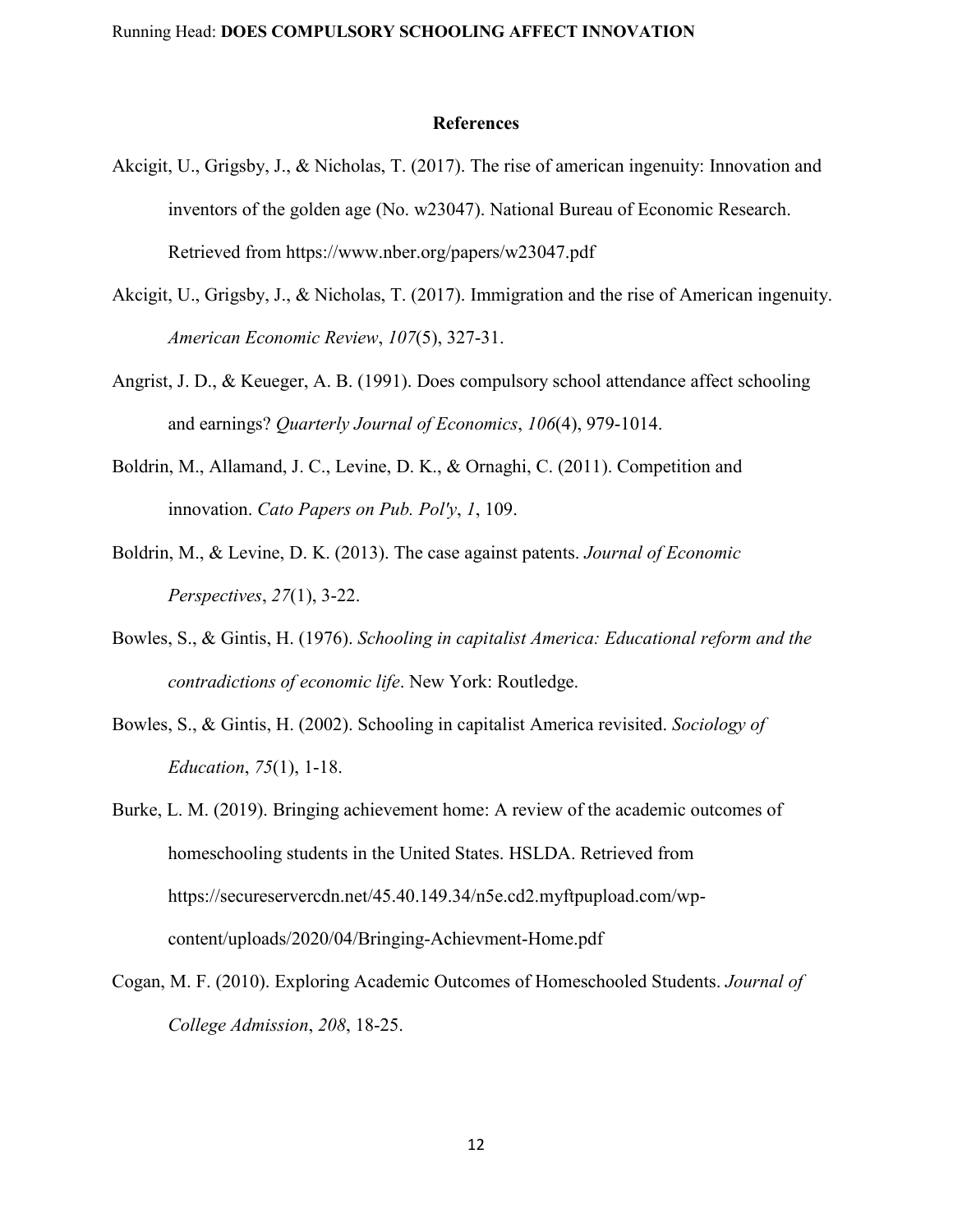## References

Akcigit, U., Grigsby, J., & Nicholas, T. (2017). The rise of american ingenuity: Innovation and inventors of the golden age (No. w23047). National Bureau of Economic Research. Retrieved from https://www.nber.org/papers/w23047.pdf

Akcigit, U., Grigsby, J., & Nicholas, T. (2017). Immigration and the rise of American ingenuity. *American Economic Review*, *107*(5), 327-31.

Angrist, J. D., & Keueger, A. B. (1991). Does compulsory school attendance affect schooling and earnings? *Quarterly Journal of Economics*, *106*(4), 979-1014.

Boldrin, M., Allamand, J. C., Levine, D. K., & Ornaghi, C. (2011). Competition and innovation. *Cato Papers on Pub. Pol'y*, *1*, 109.

Boldrin, M., & Levine, D. K. (2013). The case against patents. *Journal of Economic Perspectives*, *27*(1), 3-22.

Bowles, S., & Gintis, H. (1976). *Schooling in capitalist America: Educational reform and the contradictions of economic life*. New York: Routledge.

Bowles, S., & Gintis, H. (2002). Schooling in capitalist America revisited. *Sociology of Education*, *75*(1), 1-18.

Burke, L. M. (2019). Bringing achievement home: A review of the academic outcomes of homeschooling students in the United States. HSLDA. Retrieved from https://secureservercdn.net/45.40.149.34/n5e.cd2.myftpupload.com/wp-content/uploads/2020/04/Bringing-Achievment-Home.pdf

Cogan, M. F. (2010). Exploring Academic Outcomes of Homeschooled Students. *Journal of College Admission*, *208*, 18-25.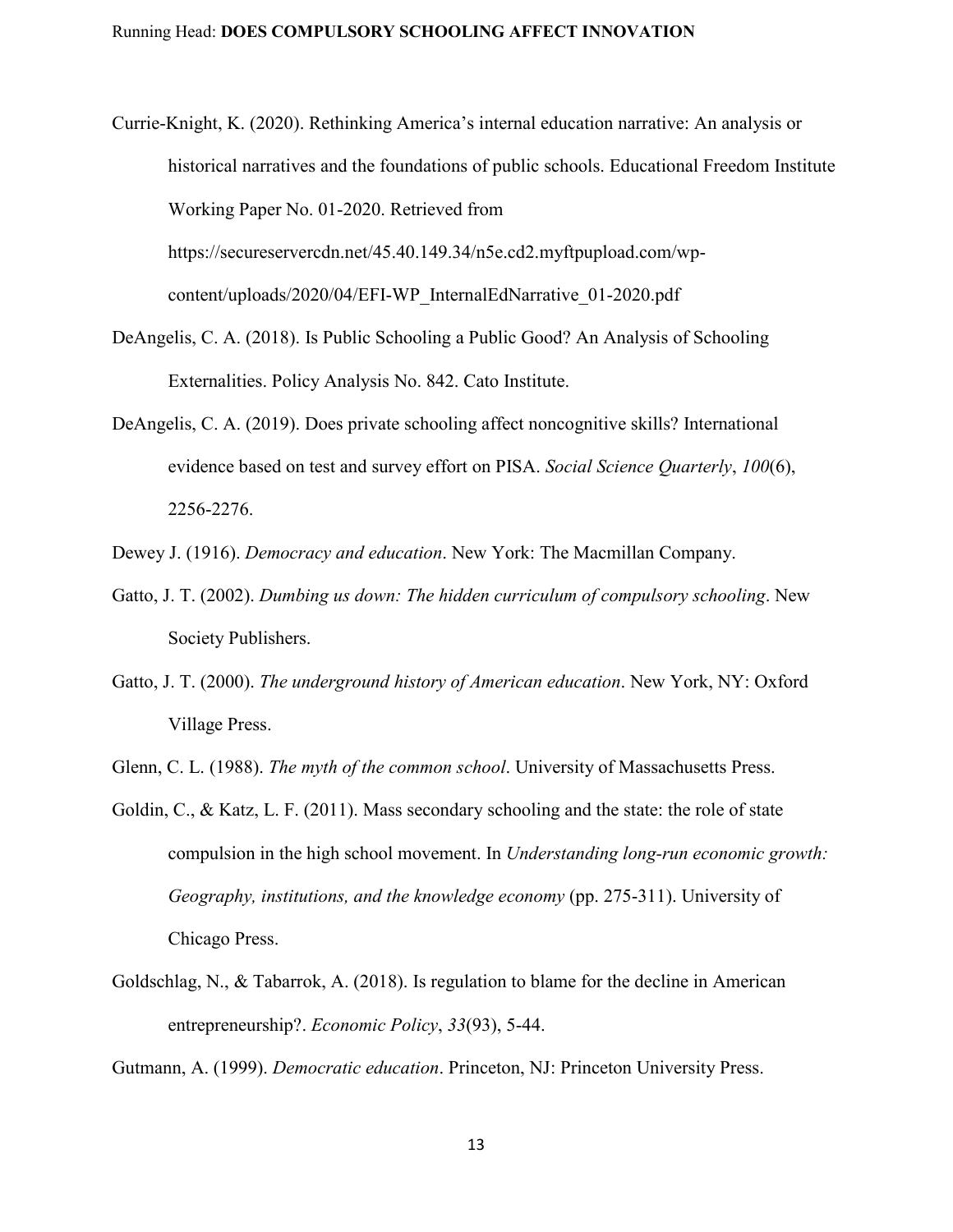Currie-Knight, K. (2020). Rethinking America's internal education narrative: An analysis or historical narratives and the foundations of public schools. Educational Freedom Institute Working Paper No. 01-2020. Retrieved from https://secureservercdn.net/45.40.149.34/n5e.cd2.myftpupload.com/wp-content/uploads/2020/04/EFI-WP_InternalEdNarrative_01-2020.pdf

DeAngelis, C. A. (2018). Is Public Schooling a Public Good? An Analysis of Schooling Externalities. Policy Analysis No. 842. Cato Institute.

DeAngelis, C. A. (2019). Does private schooling affect noncognitive skills? International evidence based on test and survey effort on PISA. *Social Science Quarterly*, *100*(6), 2256-2276.

Dewey J. (1916). *Democracy and education*. New York: The Macmillan Company.

Gatto, J. T. (2002). *Dumbing us down: The hidden curriculum of compulsory schooling*. New Society Publishers.

Gatto, J. T. (2000). *The underground history of American education*. New York, NY: Oxford Village Press.

Glenn, C. L. (1988). *The myth of the common school*. University of Massachusetts Press.

Goldin, C., & Katz, L. F. (2011). Mass secondary schooling and the state: the role of state compulsion in the high school movement. In *Understanding long-run economic growth: Geography, institutions, and the knowledge economy* (pp. 275-311). University of Chicago Press.

Goldschlag, N., & Tabarrok, A. (2018). Is regulation to blame for the decline in American entrepreneurship?. *Economic Policy*, *33*(93), 5-44.

Gutmann, A. (1999). *Democratic education*. Princeton, NJ: Princeton University Press.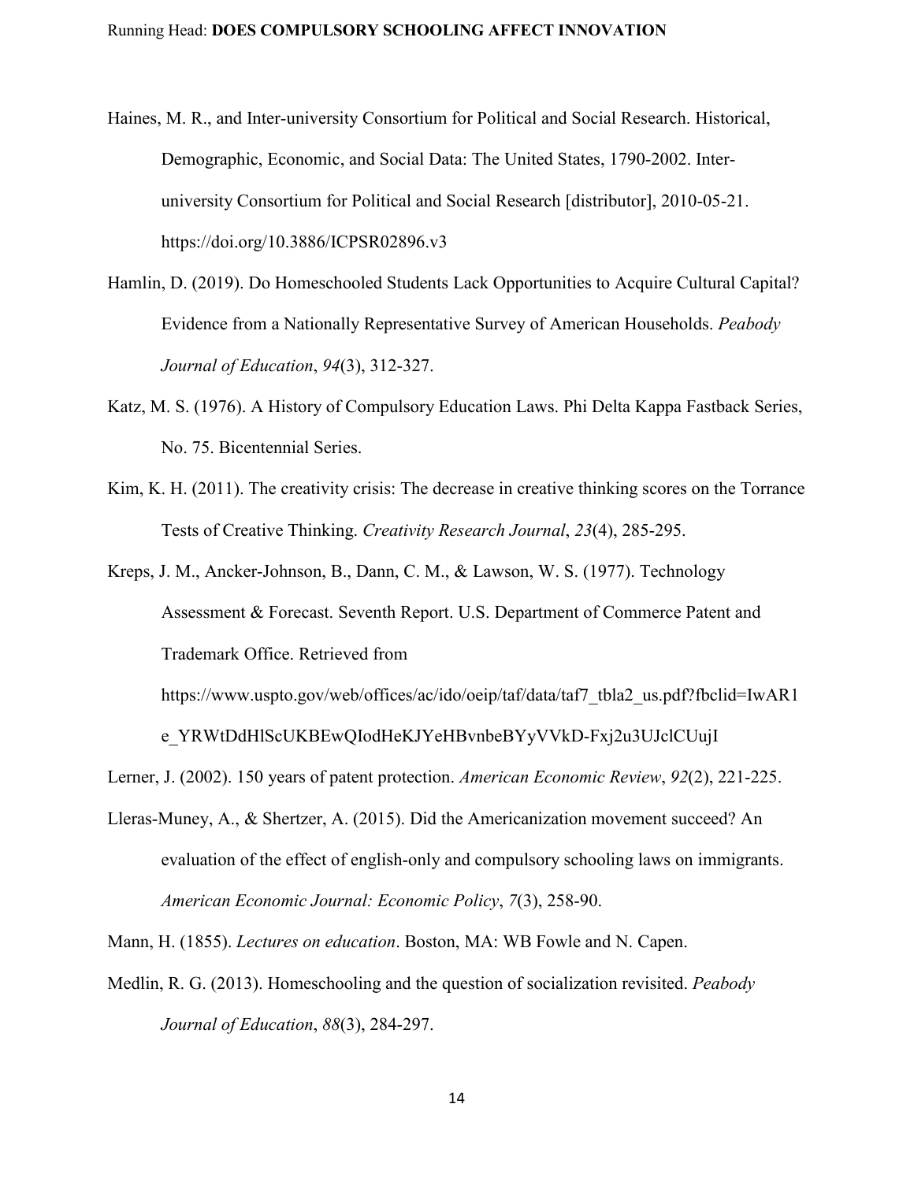Haines, M. R., and Inter-university Consortium for Political and Social Research. Historical, Demographic, Economic, and Social Data: The United States, 1790-2002. Inter-university Consortium for Political and Social Research [distributor], 2010-05-21. https://doi.org/10.3886/ICPSR02896.v3

Hamlin, D. (2019). Do Homeschooled Students Lack Opportunities to Acquire Cultural Capital? Evidence from a Nationally Representative Survey of American Households. *Peabody Journal of Education*, *94*(3), 312-327.

Katz, M. S. (1976). A History of Compulsory Education Laws. Phi Delta Kappa Fastback Series, No. 75. Bicentennial Series.

Kim, K. H. (2011). The creativity crisis: The decrease in creative thinking scores on the Torrance Tests of Creative Thinking. *Creativity Research Journal*, *23*(4), 285-295.

Kreps, J. M., Ancker-Johnson, B., Dann, C. M., & Lawson, W. S. (1977). Technology Assessment & Forecast. Seventh Report. U.S. Department of Commerce Patent and Trademark Office. Retrieved from https://www.uspto.gov/web/offices/ac/ido/oeip/taf/data/taf7_tbla2_us.pdf?fbclid=IwAR1e_YRWtDdHlScUKBEwQIodHeKJYeHBvnbeBYyVVkD-Fxj2u3UJclCUujI

Lerner, J. (2002). 150 years of patent protection. *American Economic Review*, *92*(2), 221-225.

Lleras-Muney, A., & Shertzer, A. (2015). Did the Americanization movement succeed? An evaluation of the effect of english-only and compulsory schooling laws on immigrants. *American Economic Journal: Economic Policy*, *7*(3), 258-90.

Mann, H. (1855). *Lectures on education*. Boston, MA: WB Fowle and N. Capen.

Medlin, R. G. (2013). Homeschooling and the question of socialization revisited. *Peabody Journal of Education*, *88*(3), 284-297.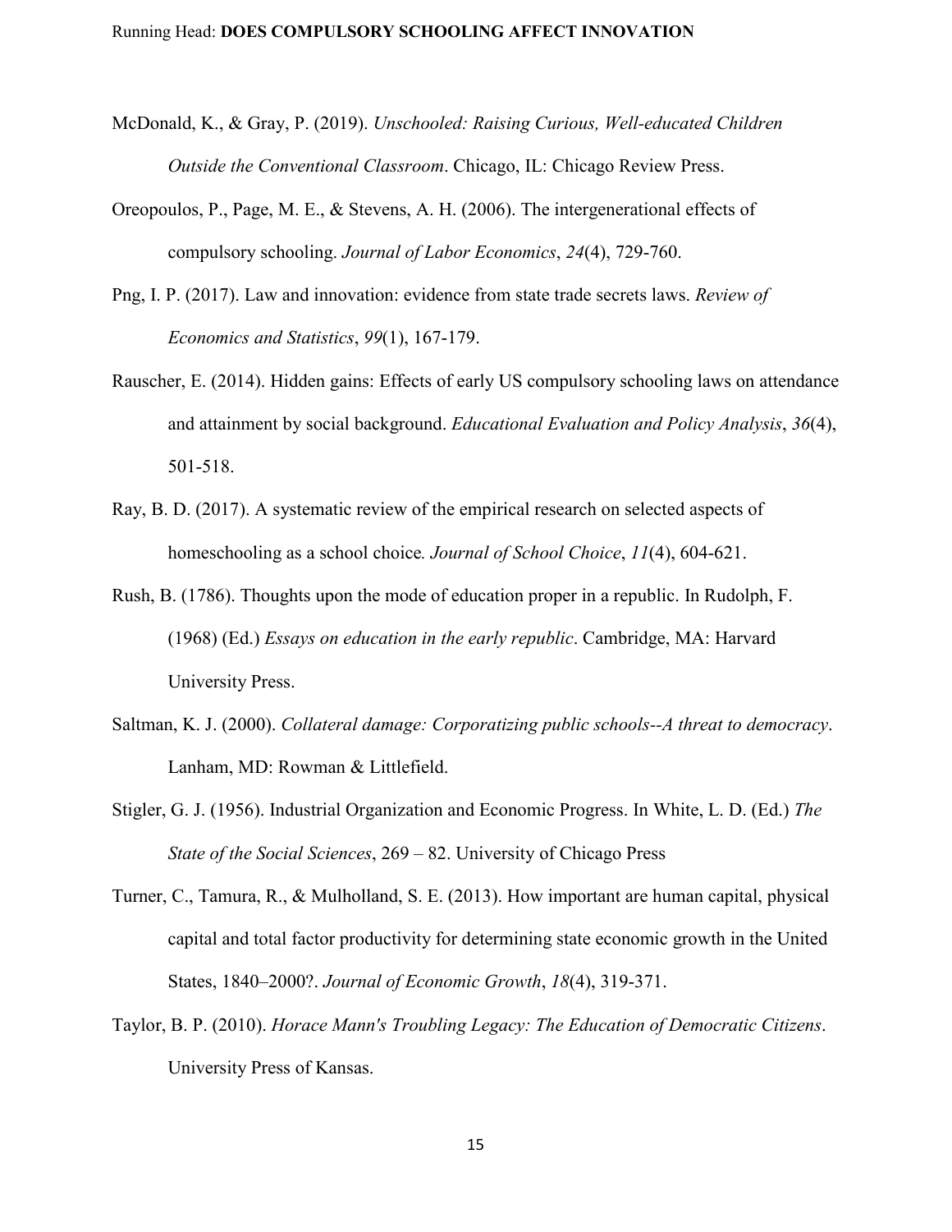McDonald, K., & Gray, P. (2019). *Unschooled: Raising Curious, Well-educated Children Outside the Conventional Classroom*. Chicago, IL: Chicago Review Press.

Oreopoulos, P., Page, M. E., & Stevens, A. H. (2006). The intergenerational effects of compulsory schooling. *Journal of Labor Economics*, *24*(4), 729-760.

Png, I. P. (2017). Law and innovation: evidence from state trade secrets laws. *Review of Economics and Statistics*, *99*(1), 167-179.

Rauscher, E. (2014). Hidden gains: Effects of early US compulsory schooling laws on attendance and attainment by social background. *Educational Evaluation and Policy Analysis*, *36*(4), 501-518.

Ray, B. D. (2017). A systematic review of the empirical research on selected aspects of homeschooling as a school choice. *Journal of School Choice*, *11*(4), 604-621.

Rush, B. (1786). Thoughts upon the mode of education proper in a republic. In Rudolph, F. (1968) (Ed.) *Essays on education in the early republic*. Cambridge, MA: Harvard University Press.

Saltman, K. J. (2000). *Collateral damage: Corporatizing public schools--A threat to democracy*. Lanham, MD: Rowman & Littlefield.

Stigler, G. J. (1956). Industrial Organization and Economic Progress. In White, L. D. (Ed.) *The State of the Social Sciences*, 269 – 82. University of Chicago Press

Turner, C., Tamura, R., & Mulholland, S. E. (2013). How important are human capital, physical capital and total factor productivity for determining state economic growth in the United States, 1840–2000?. *Journal of Economic Growth*, *18*(4), 319-371.

Taylor, B. P. (2010). *Horace Mann's Troubling Legacy: The Education of Democratic Citizens*. University Press of Kansas.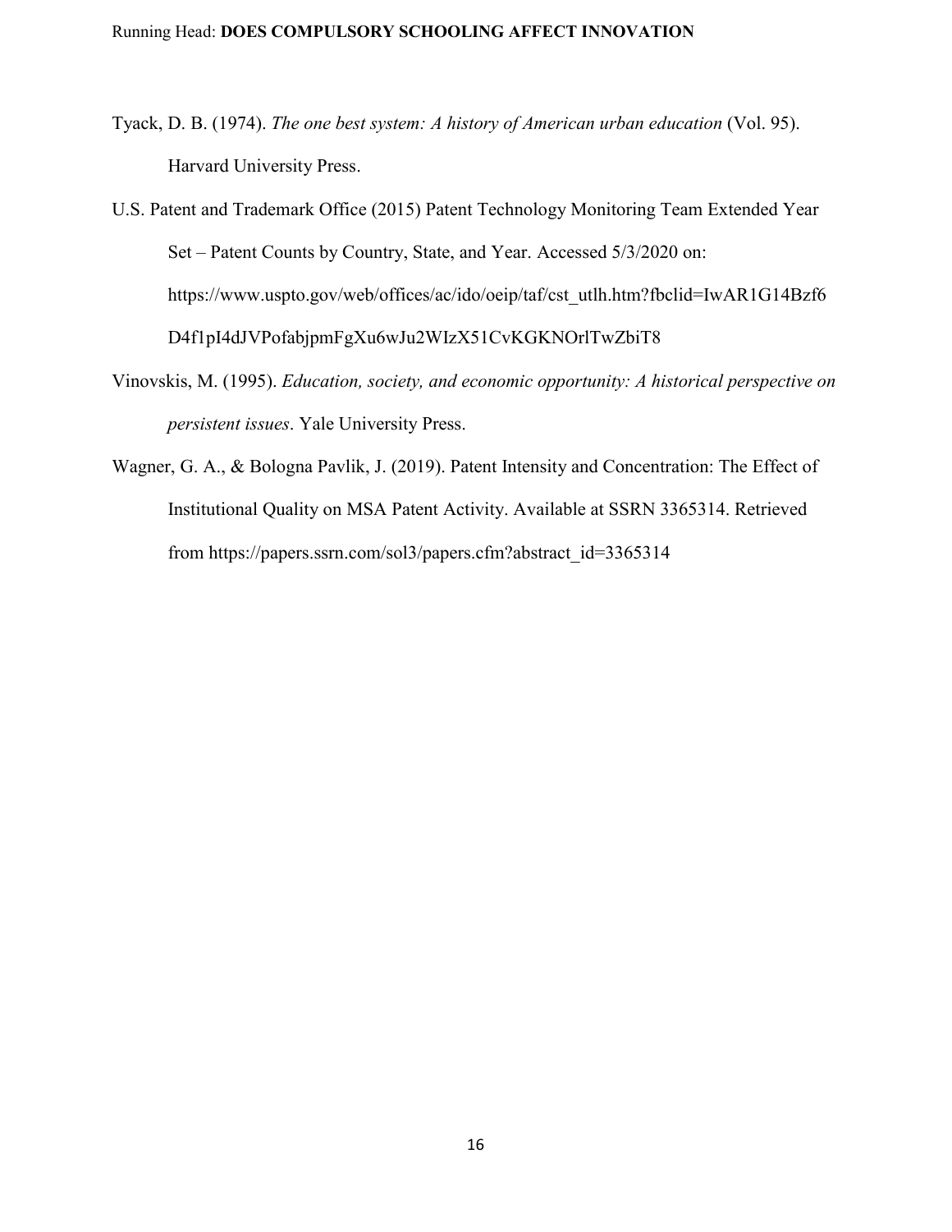Tyack, D. B. (1974). *The one best system: A history of American urban education* (Vol. 95). Harvard University Press.

U.S. Patent and Trademark Office (2015) Patent Technology Monitoring Team Extended Year Set – Patent Counts by Country, State, and Year. Accessed 5/3/2020 on: https://www.uspto.gov/web/offices/ac/ido/oeip/taf/cst_utlh.htm?fbclid=IwAR1G14Bzf6D4f1pI4dJVPofabjpmFgXu6wJu2WIzX51CvKGKNOrlTwZbiT8

Vinovskis, M. (1995). *Education, society, and economic opportunity: A historical perspective on persistent issues*. Yale University Press.

Wagner, G. A., & Bologna Pavlik, J. (2019). Patent Intensity and Concentration: The Effect of Institutional Quality on MSA Patent Activity. Available at SSRN 3365314. Retrieved from https://papers.ssrn.com/sol3/papers.cfm?abstract_id=3365314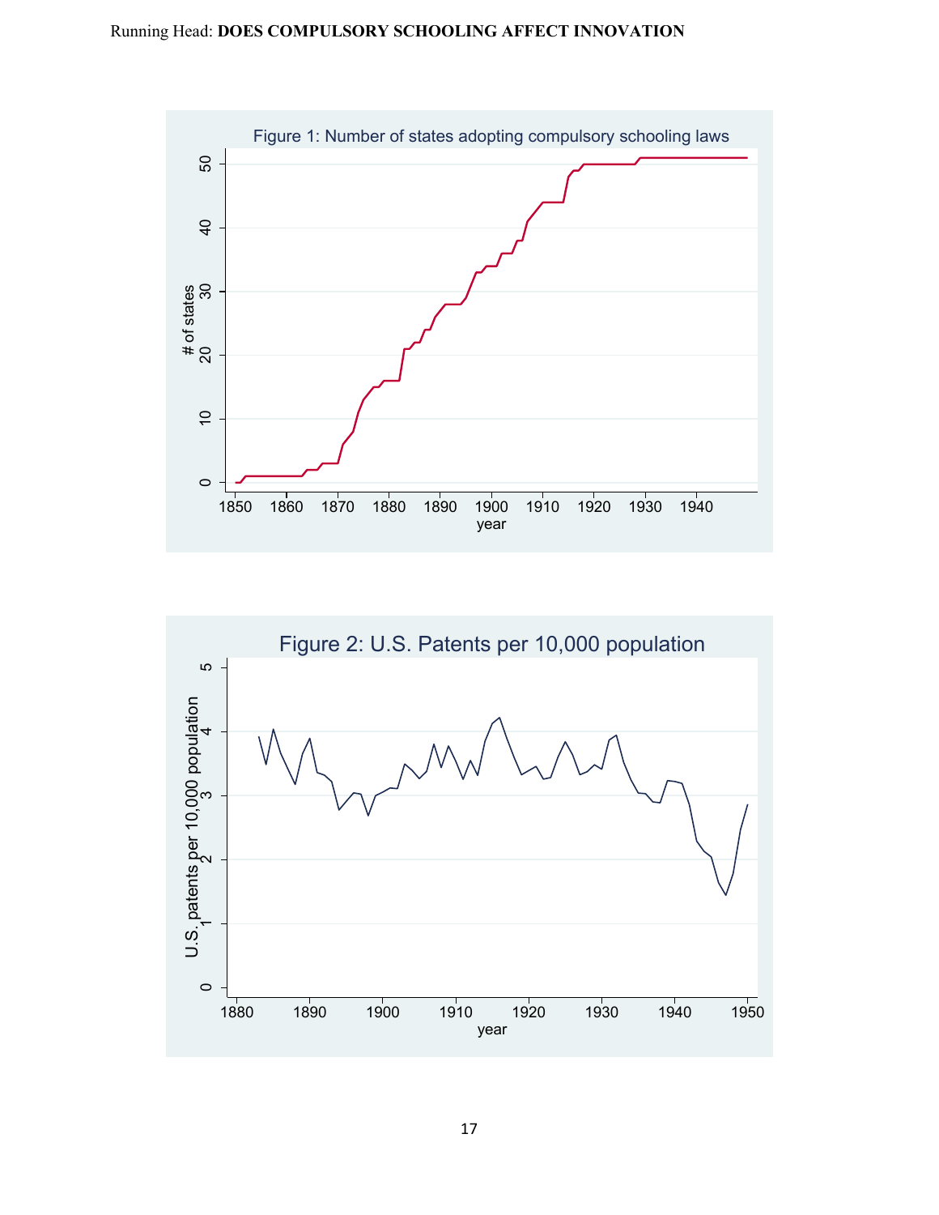Figure 1: Number of states adopting compulsory schooling laws

Figure 2: U.S. Patents per 10,000 population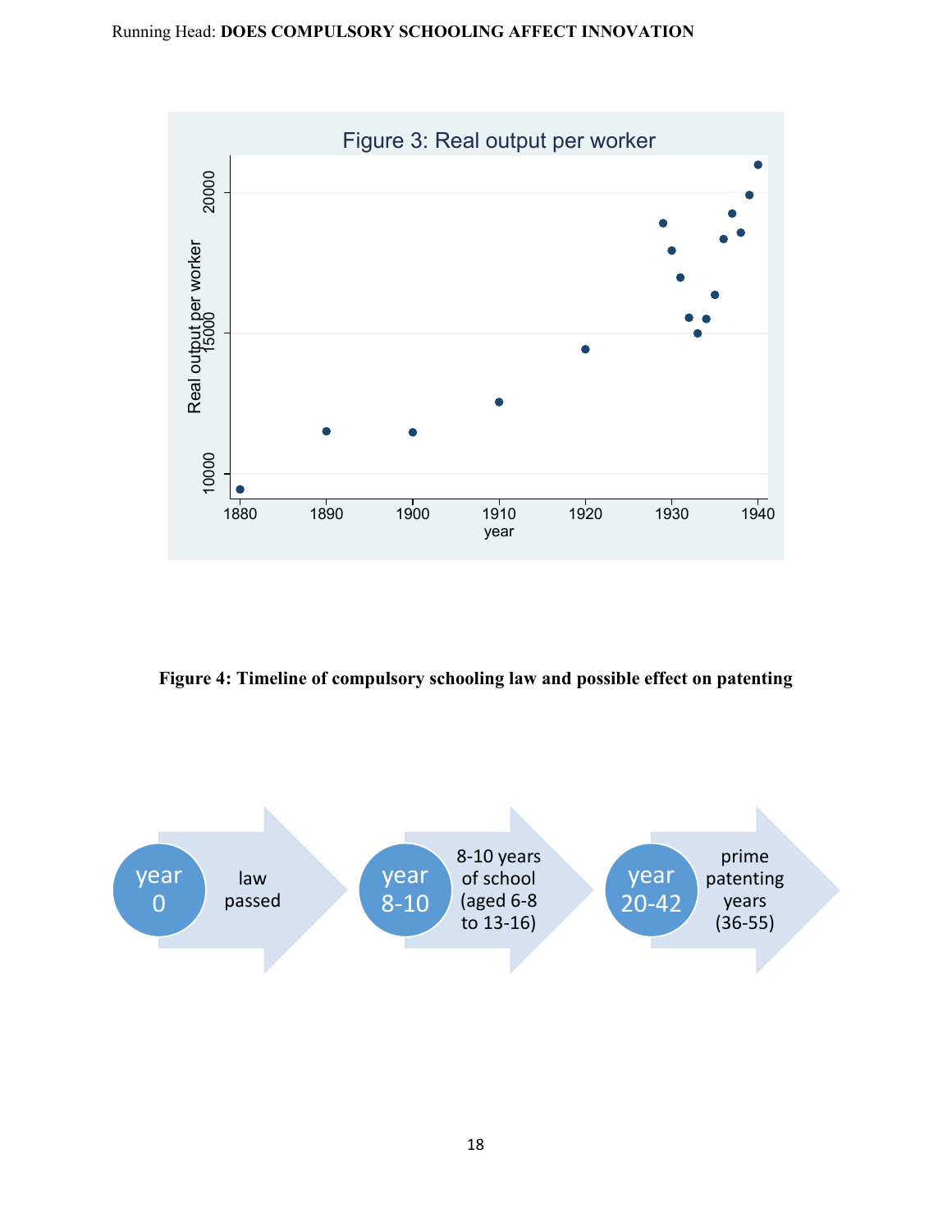Figure 3: Real output per worker

Figure 4: Timeline of compulsory schooling law and possible effect on patenting

year 0 — law passed

year 8-10 — 8-10 years of school (aged 6-8 to 13-16)

year 20-42 — prime patenting years (36-55)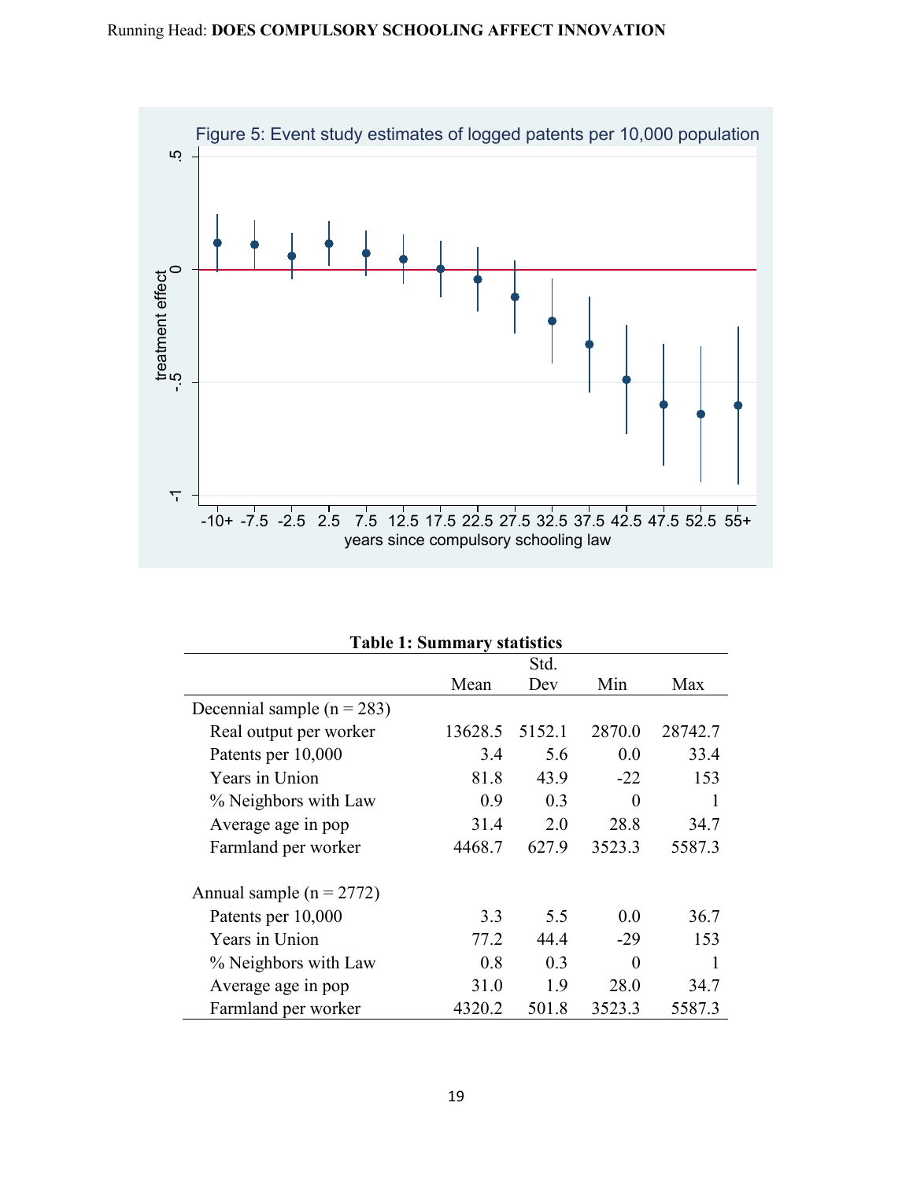Figure 5: Event study estimates of logged patents per 10,000 population

**Table 1: Summary statistics**

| | Mean | Std. Dev | Min | Max |
|---|---|---|---|---|
| Decennial sample (n = 283) | | | | |
| Real output per worker | 13628.5 | 5152.1 | 2870.0 | 28742.7 |
| Patents per 10,000 | 3.4 | 5.6 | 0.0 | 33.4 |
| Years in Union | 81.8 | 43.9 | -22 | 153 |
| % Neighbors with Law | 0.9 | 0.3 | 0 | 1 |
| Average age in pop | 31.4 | 2.0 | 28.8 | 34.7 |
| Farmland per worker | 4468.7 | 627.9 | 3523.3 | 5587.3 |
| | | | | |
| Annual sample (n = 2772) | | | | |
| Patents per 10,000 | 3.3 | 5.5 | 0.0 | 36.7 |
| Years in Union | 77.2 | 44.4 | -29 | 153 |
| % Neighbors with Law | 0.8 | 0.3 | 0 | 1 |
| Average age in pop | 31.0 | 1.9 | 28.0 | 34.7 |
| Farmland per worker | 4320.2 | 501.8 | 3523.3 | 5587.3 |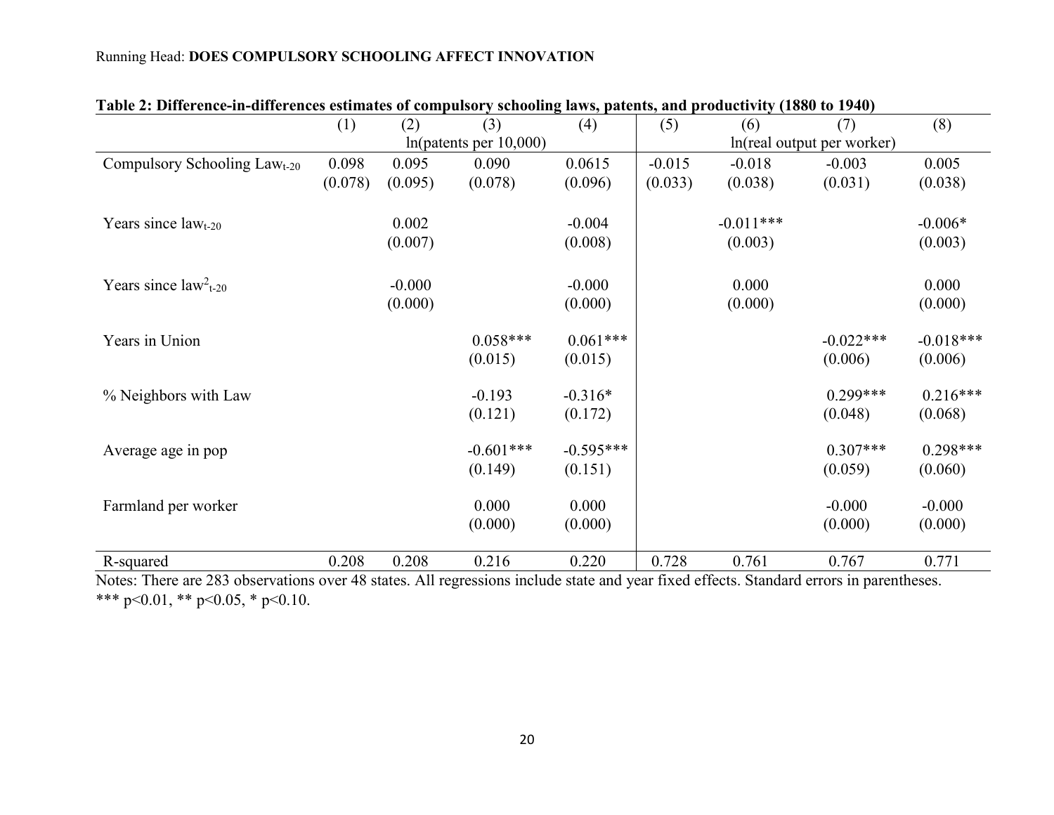**Table 2: Difference-in-differences estimates of compulsory schooling laws, patents, and productivity (1880 to 1940)**

| | (1) | (2) | (3) | (4) | (5) | (6) | (7) | (8) |
|---|---|---|---|---|---|---|---|---|
| | ln(patents per 10,000) | | | | ln(real output per worker) | | | |
| Compulsory Schooling Law$_{t-20}$ | 0.098 | 0.095 | 0.090 | 0.0615 | -0.015 | -0.018 | -0.003 | 0.005 |
| | (0.078) | (0.095) | (0.078) | (0.096) | (0.033) | (0.038) | (0.031) | (0.038) |
| Years since law$_{t-20}$ | | 0.002 | | -0.004 | | -0.011*** | | -0.006* |
| | | (0.007) | | (0.008) | | (0.003) | | (0.003) |
| Years since law$^2_{t-20}$ | | -0.000 | | -0.000 | | 0.000 | | 0.000 |
| | | (0.000) | | (0.000) | | (0.000) | | (0.000) |
| Years in Union | | | 0.058*** | 0.061*** | | | -0.022*** | -0.018*** |
| | | | (0.015) | (0.015) | | | (0.006) | (0.006) |
| % Neighbors with Law | | | -0.193 | -0.316* | | | 0.299*** | 0.216*** |
| | | | (0.121) | (0.172) | | | (0.048) | (0.068) |
| Average age in pop | | | -0.601*** | -0.595*** | | | 0.307*** | 0.298*** |
| | | | (0.149) | (0.151) | | | (0.059) | (0.060) |
| Farmland per worker | | | 0.000 | 0.000 | | | -0.000 | -0.000 |
| | | | (0.000) | (0.000) | | | (0.000) | (0.000) |
| R-squared | 0.208 | 0.208 | 0.216 | 0.220 | 0.728 | 0.761 | 0.767 | 0.771 |

Notes: There are 283 observations over 48 states. All regressions include state and year fixed effects. Standard errors in parentheses.
*** p<0.01, ** p<0.05, * p<0.10.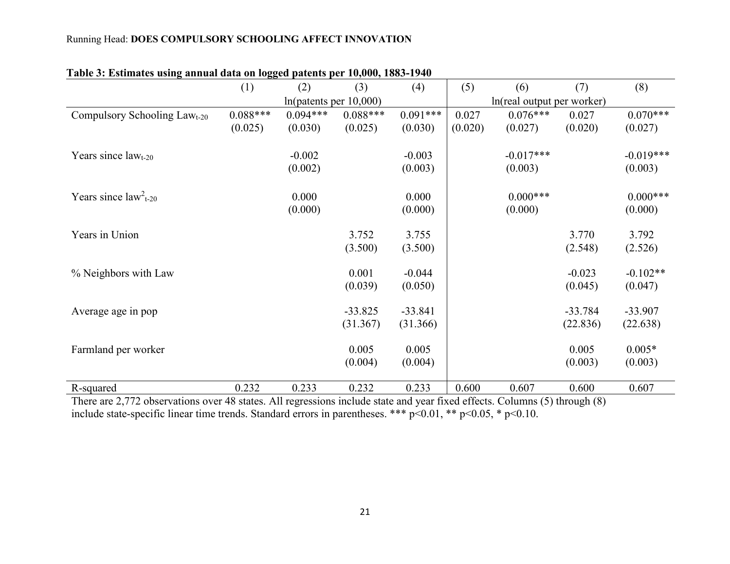**Table 3: Estimates using annual data on logged patents per 10,000, 1883-1940**

| | (1) | (2) | (3) | (4) | (5) | (6) | (7) | (8) |
|---|---|---|---|---|---|---|---|---|
| | ln(patents per 10,000) | | | | ln(real output per worker) | | | |
| Compulsory Schooling Law$_{t-20}$ | 0.088*** | 0.094*** | 0.088*** | 0.091*** | 0.027 | 0.076*** | 0.027 | 0.070*** |
| | (0.025) | (0.030) | (0.025) | (0.030) | (0.020) | (0.027) | (0.020) | (0.027) |
| Years since law$_{t-20}$ | | -0.002 | | -0.003 | | -0.017*** | | -0.019*** |
| | | (0.002) | | (0.003) | | (0.003) | | (0.003) |
| Years since law$^2_{t-20}$ | | 0.000 | | 0.000 | | 0.000*** | | 0.000*** |
| | | (0.000) | | (0.000) | | (0.000) | | (0.000) |
| Years in Union | | | 3.752 | 3.755 | | | 3.770 | 3.792 |
| | | | (3.500) | (3.500) | | | (2.548) | (2.526) |
| % Neighbors with Law | | | 0.001 | -0.044 | | | -0.023 | -0.102** |
| | | | (0.039) | (0.050) | | | (0.045) | (0.047) |
| Average age in pop | | | -33.825 | -33.841 | | | -33.784 | -33.907 |
| | | | (31.367) | (31.366) | | | (22.836) | (22.638) |
| Farmland per worker | | | 0.005 | 0.005 | | | 0.005 | 0.005* |
| | | | (0.004) | (0.004) | | | (0.003) | (0.003) |
| R-squared | 0.232 | 0.233 | 0.232 | 0.233 | 0.600 | 0.607 | 0.600 | 0.607 |

There are 2,772 observations over 48 states. All regressions include state and year fixed effects. Columns (5) through (8) include state-specific linear time trends. Standard errors in parentheses. *** $p<0.01$, ** $p<0.05$, * $p<0.10$.